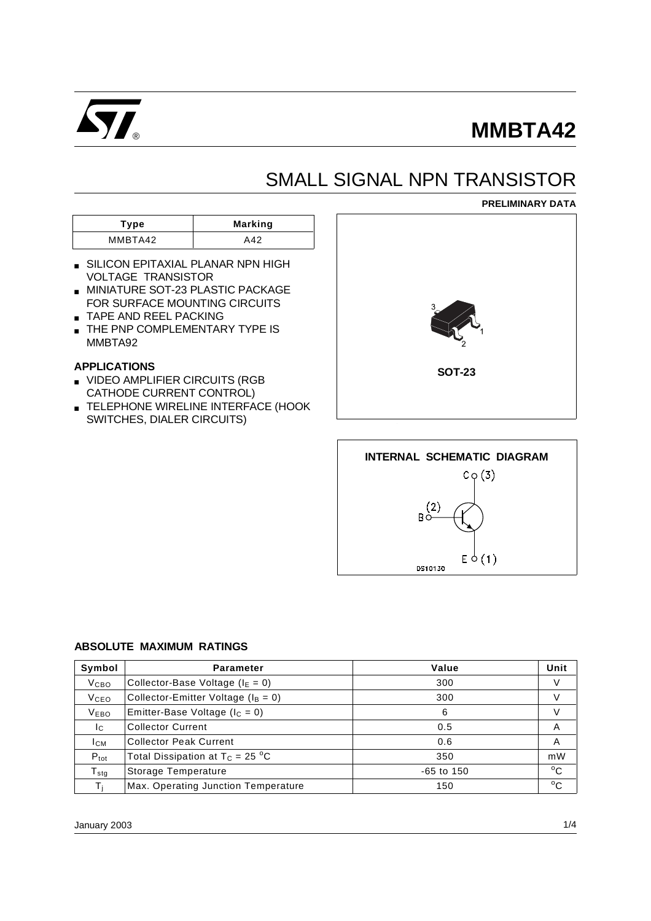# MMBTA42

## SMALL SIGNAL NPN TRANSISTOR

**PRELIMINARY DATA**

| Type | Marking |
|---|---|
| MMBTA42 | A42 |

- SILICON EPITAXIAL PLANAR NPN HIGH VOLTAGE TRANSISTOR
- MINIATURE SOT-23 PLASTIC PACKAGE FOR SURFACE MOUNTING CIRCUITS
- TAPE AND REEL PACKING
- THE PNP COMPLEMENTARY TYPE IS MMBTA92

**SOT-23**

### APPLICATIONS

- VIDEO AMPLIFIER CIRCUITS (RGB CATHODE CURRENT CONTROL)
- TELEPHONE WIRELINE INTERFACE (HOOK SWITCHES, DIALER CIRCUITS)

**INTERNAL SCHEMATIC DIAGRAM**

C (3), B (2), E (1)

DS10130

### ABSOLUTE MAXIMUM RATINGS

| Symbol | Parameter | Value | Unit |
|---|---|---|---|
| $V_{CBO}$ | Collector-Base Voltage ($I_E = 0$) | 300 | V |
| $V_{CEO}$ | Collector-Emitter Voltage ($I_B = 0$) | 300 | V |
| $V_{EBO}$ | Emitter-Base Voltage ($I_C = 0$) | 6 | V |
| $I_C$ | Collector Current | 0.5 | A |
| $I_{CM}$ | Collector Peak Current | 0.6 | A |
| $P_{tot}$ | Total Dissipation at $T_C = 25\ ^oC$ | 350 | mW |
| $T_{stg}$ | Storage Temperature | -65 to 150 | $^oC$ |
| $T_j$ | Max. Operating Junction Temperature | 150 | $^oC$ |

January 2003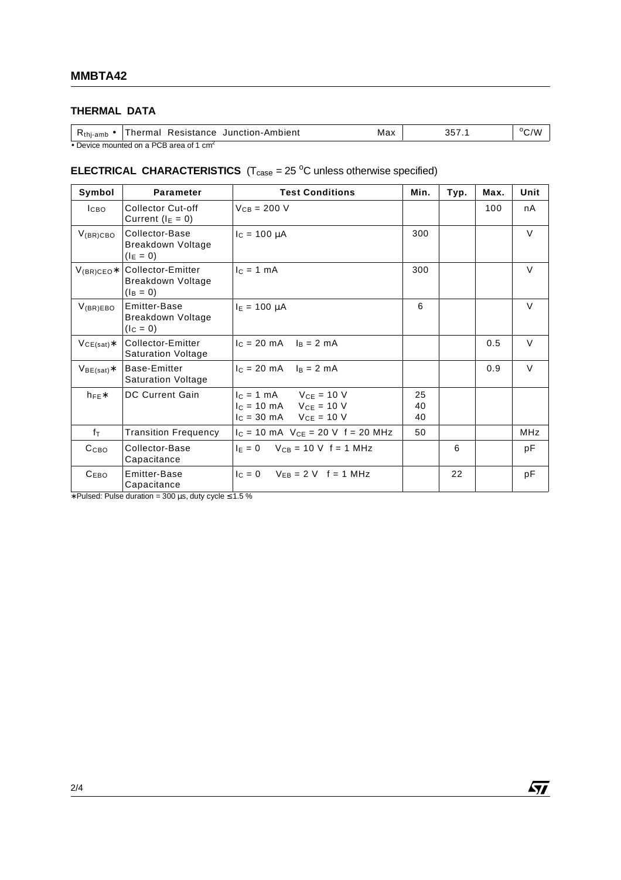## THERMAL DATA

| | | | | |
|---|---|---|---|---|
| $R_{thj-amb}$ • | Thermal Resistance Junction-Ambient | Max | 357.1 | °C/W |

• Device mounted on a PCB area of 1 cm²

## ELECTRICAL CHARACTERISTICS ($T_{case}$ = 25 °C unless otherwise specified)

| Symbol | Parameter | Test Conditions | Min. | Typ. | Max. | Unit |
|---|---|---|---|---|---|---|
| $I_{CBO}$ | Collector Cut-off Current ($I_E$ = 0) | $V_{CB}$ = 200 V | | | 100 | nA |
| $V_{(BR)CBO}$ | Collector-Base Breakdown Voltage ($I_E$ = 0) | $I_C$ = 100 μA | 300 | | | V |
| $V_{(BR)CEO}$∗ | Collector-Emitter Breakdown Voltage ($I_B$ = 0) | $I_C$ = 1 mA | 300 | | | V |
| $V_{(BR)EBO}$ | Emitter-Base Breakdown Voltage ($I_C$ = 0) | $I_E$ = 100 μA | 6 | | | V |
| $V_{CE(sat)}$∗ | Collector-Emitter Saturation Voltage | $I_C$ = 20 mA $I_B$ = 2 mA | | | 0.5 | V |
| $V_{BE(sat)}$∗ | Base-Emitter Saturation Voltage | $I_C$ = 20 mA $I_B$ = 2 mA | | | 0.9 | V |
| $h_{FE}$∗ | DC Current Gain | $I_C$ = 1 mA $V_{CE}$ = 10 V<br>$I_C$ = 10 mA $V_{CE}$ = 10 V<br>$I_C$ = 30 mA $V_{CE}$ = 10 V | 25<br>40<br>40 | | | |
| $f_T$ | Transition Frequency | $I_C$ = 10 mA $V_{CE}$ = 20 V f = 20 MHz | 50 | | | MHz |
| $C_{CBO}$ | Collector-Base Capacitance | $I_E$ = 0 $V_{CB}$ = 10 V f = 1 MHz | | 6 | | pF |
| $C_{EBO}$ | Emitter-Base Capacitance | $I_C$ = 0 $V_{EB}$ = 2 V f = 1 MHz | | 22 | | pF |

∗Pulsed: Pulse duration = 300 μs, duty cycle ≤ 1.5 %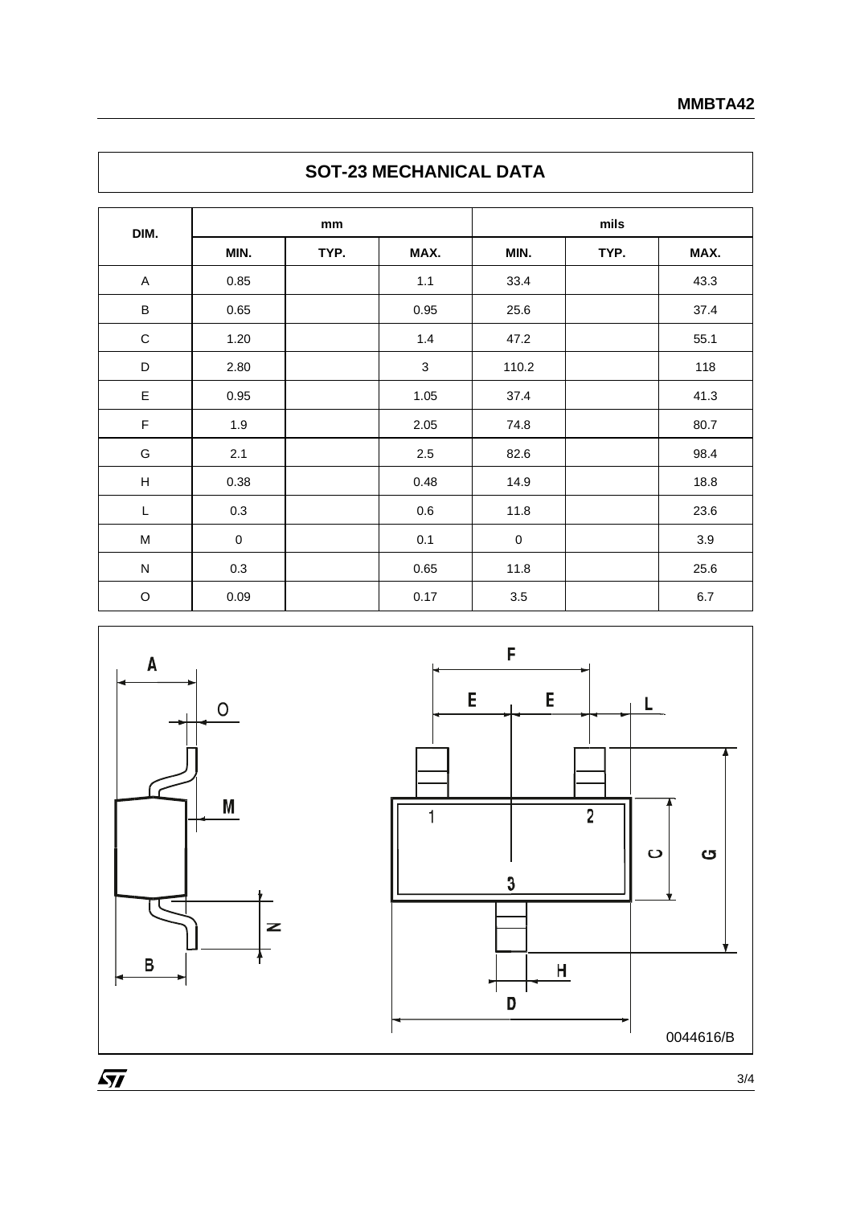## SOT-23 MECHANICAL DATA

| DIM. | mm | | | mils | | |
|---|---|---|---|---|---|---|
| | MIN. | TYP. | MAX. | MIN. | TYP. | MAX. |
| A | 0.85 | | 1.1 | 33.4 | | 43.3 |
| B | 0.65 | | 0.95 | 25.6 | | 37.4 |
| C | 1.20 | | 1.4 | 47.2 | | 55.1 |
| D | 2.80 | | 3 | 110.2 | | 118 |
| E | 0.95 | | 1.05 | 37.4 | | 41.3 |
| F | 1.9 | | 2.05 | 74.8 | | 80.7 |
| G | 2.1 | | 2.5 | 82.6 | | 98.4 |
| H | 0.38 | | 0.48 | 14.9 | | 18.8 |
| L | 0.3 | | 0.6 | 11.8 | | 23.6 |
| M | 0 | | 0.1 | 0 | | 3.9 |
| N | 0.3 | | 0.65 | 11.8 | | 25.6 |
| O | 0.09 | | 0.17 | 3.5 | | 6.7 |

0044616/B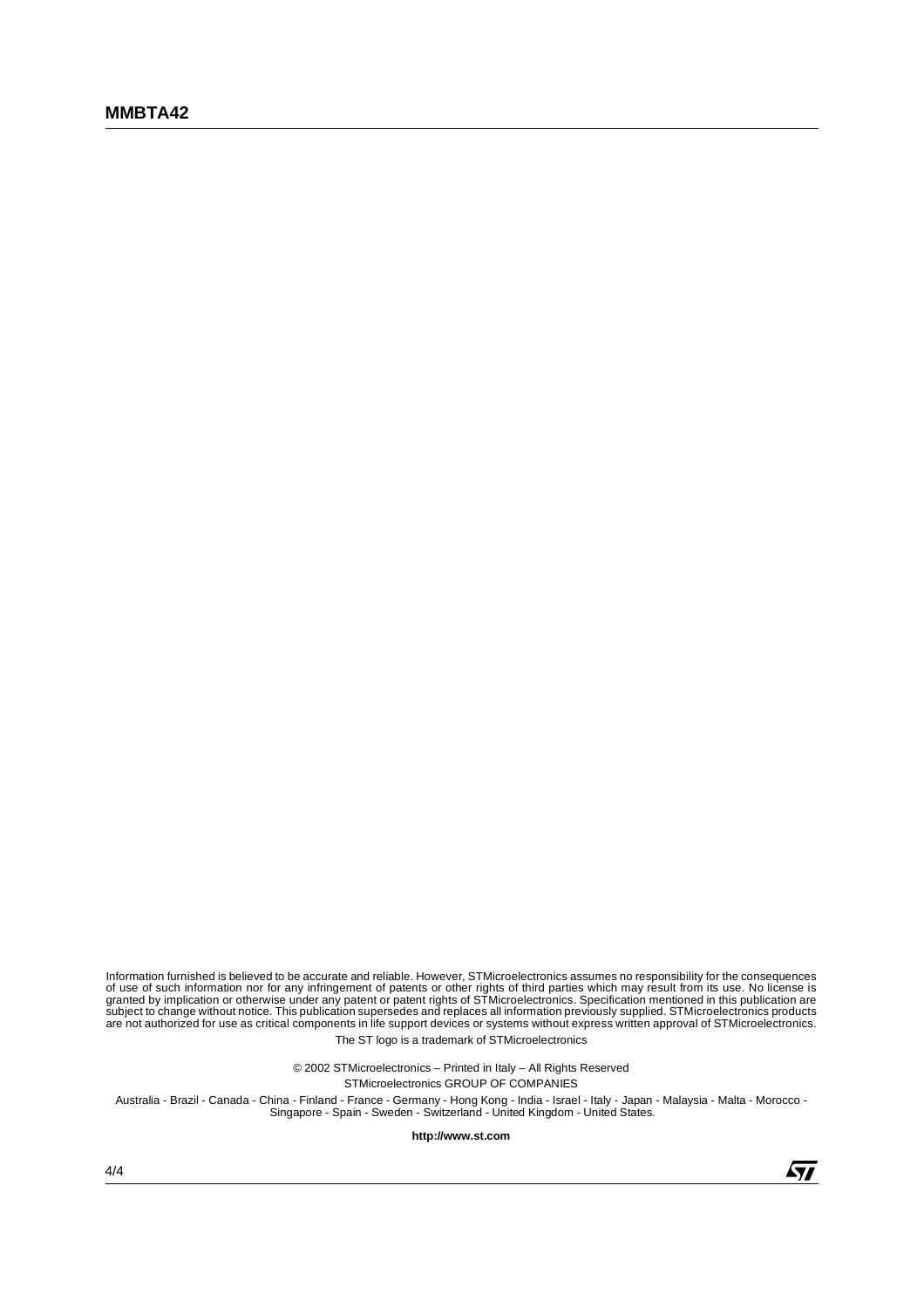Information furnished is believed to be accurate and reliable. However, STMicroelectronics assumes no responsibility for the consequences of use of such information nor for any infringement of patents or other rights of third parties which may result from its use. No license is granted by implication or otherwise under any patent or patent rights of STMicroelectronics. Specification mentioned in this publication are subject to change without notice. This publication supersedes and replaces all information previously supplied. STMicroelectronics products are not authorized for use as critical components in life support devices or systems without express written approval of STMicroelectronics.

The ST logo is a trademark of STMicroelectronics

© 2002 STMicroelectronics – Printed in Italy – All Rights Reserved

STMicroelectronics GROUP OF COMPANIES

Australia - Brazil - Canada - China - Finland - France - Germany - Hong Kong - India - Israel - Italy - Japan - Malaysia - Malta - Morocco - Singapore - Spain - Sweden - Switzerland - United Kingdom - United States.

**http://www.st.com**